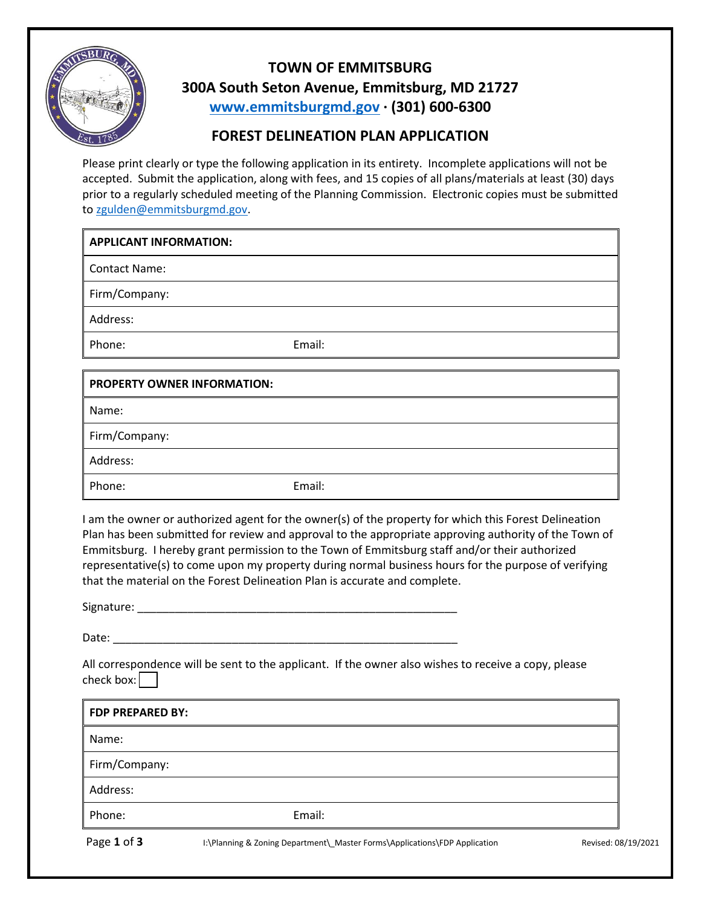# TOWN OF EMMITSBURG

## 300A South Seton Avenue, Emmitsburg, MD 21727

**www.emmitsburgmd.gov · (301) 600-6300**

## FOREST DELINEATION PLAN APPLICATION

Please print clearly or type the following application in its entirety. Incomplete applications will not be accepted. Submit the application, along with fees, and 15 copies of all plans/materials at least (30) days prior to a regularly scheduled meeting of the Planning Commission. Electronic copies must be submitted to zgulden@emmitsburgmd.gov.

| **APPLICANT INFORMATION:** | |
|---|---|
| Contact Name: | |
| Firm/Company: | |
| Address: | |
| Phone: | Email: |

| **PROPERTY OWNER INFORMATION:** | |
|---|---|
| Name: | |
| Firm/Company: | |
| Address: | |
| Phone: | Email: |

I am the owner or authorized agent for the owner(s) of the property for which this Forest Delineation Plan has been submitted for review and approval to the appropriate approving authority of the Town of Emmitsburg. I hereby grant permission to the Town of Emmitsburg staff and/or their authorized representative(s) to come upon my property during normal business hours for the purpose of verifying that the material on the Forest Delineation Plan is accurate and complete.

Signature: ______________________________________________________

Date: __________________________________________________________

All correspondence will be sent to the applicant. If the owner also wishes to receive a copy, please check box: ☐

| **FDP PREPARED BY:** | |
|---|---|
| Name: | |
| Firm/Company: | |
| Address: | |
| Phone: | Email: |

I:\Planning & Zoning Department\_Master Forms\Applications\FDP Application Revised: 08/19/2021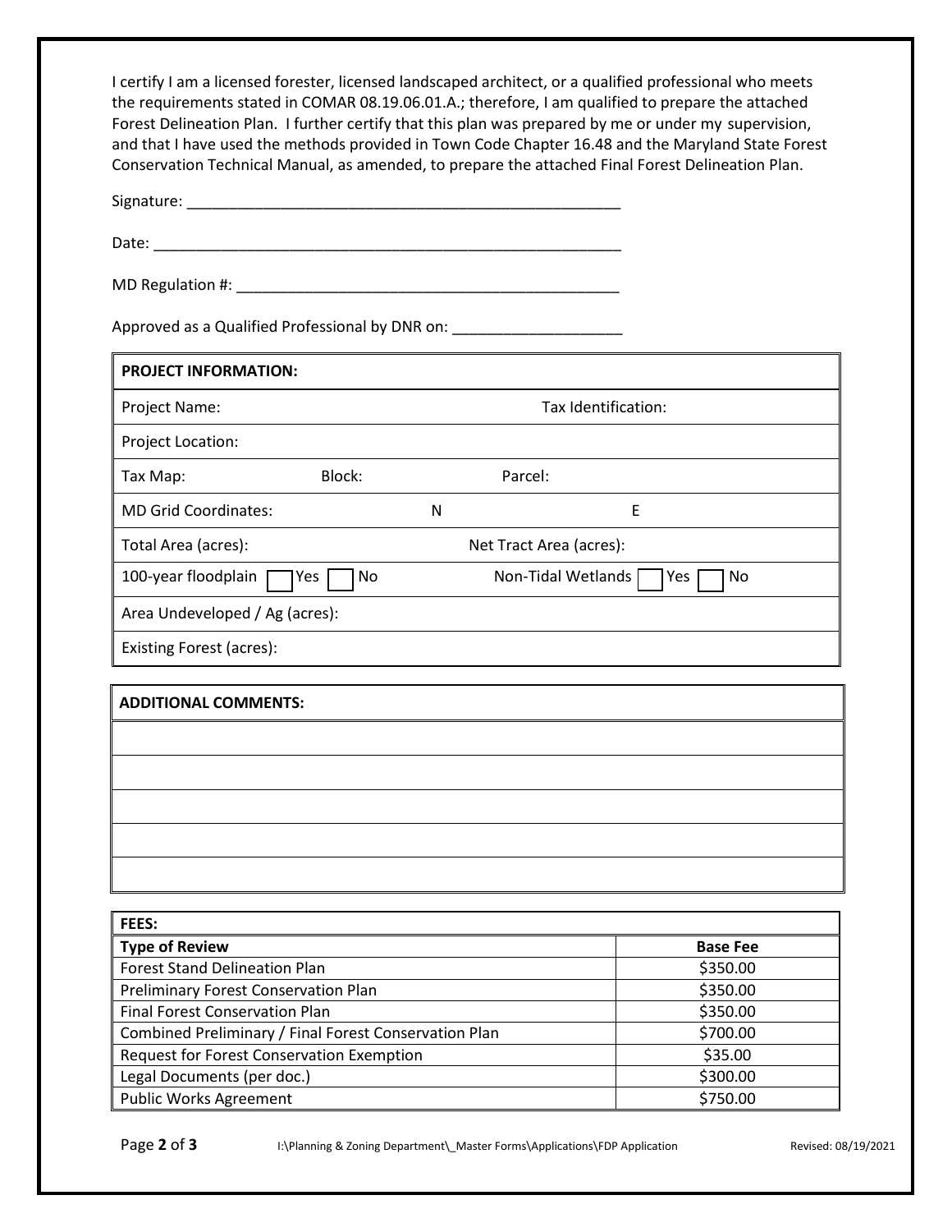I certify I am a licensed forester, licensed landscaped architect, or a qualified professional who meets the requirements stated in COMAR 08.19.06.01.A.; therefore, I am qualified to prepare the attached Forest Delineation Plan. I further certify that this plan was prepared by me or under my supervision, and that I have used the methods provided in Town Code Chapter 16.48 and the Maryland State Forest Conservation Technical Manual, as amended, to prepare the attached Final Forest Delineation Plan.

Signature: ______________________________________________________

Date: __________________________________________________________

MD Regulation #: _______________________________________________

Approved as a Qualified Professional by DNR on: ____________________

| **PROJECT INFORMATION:** | | | |
|---|---|---|---|
| Project Name: | | Tax Identification: | |
| Project Location: | | | |
| Tax Map: | Block: | Parcel: | |
| MD Grid Coordinates: | N | E | |
| Total Area (acres): | | Net Tract Area (acres): | |
| 100-year floodplain ☐ Yes ☐ No | | Non-Tidal Wetlands ☐ Yes ☐ No | |
| Area Undeveloped / Ag (acres): | | | |
| Existing Forest (acres): | | | |

| **ADDITIONAL COMMENTS:** |
|---|
| |
| |
| |
| |
| |

| **FEES:** | |
|---|---|
| **Type of Review** | **Base Fee** |
| Forest Stand Delineation Plan | $350.00 |
| Preliminary Forest Conservation Plan | $350.00 |
| Final Forest Conservation Plan | $350.00 |
| Combined Preliminary / Final Forest Conservation Plan | $700.00 |
| Request for Forest Conservation Exemption | $35.00 |
| Legal Documents (per doc.) | $300.00 |
| Public Works Agreement | $750.00 |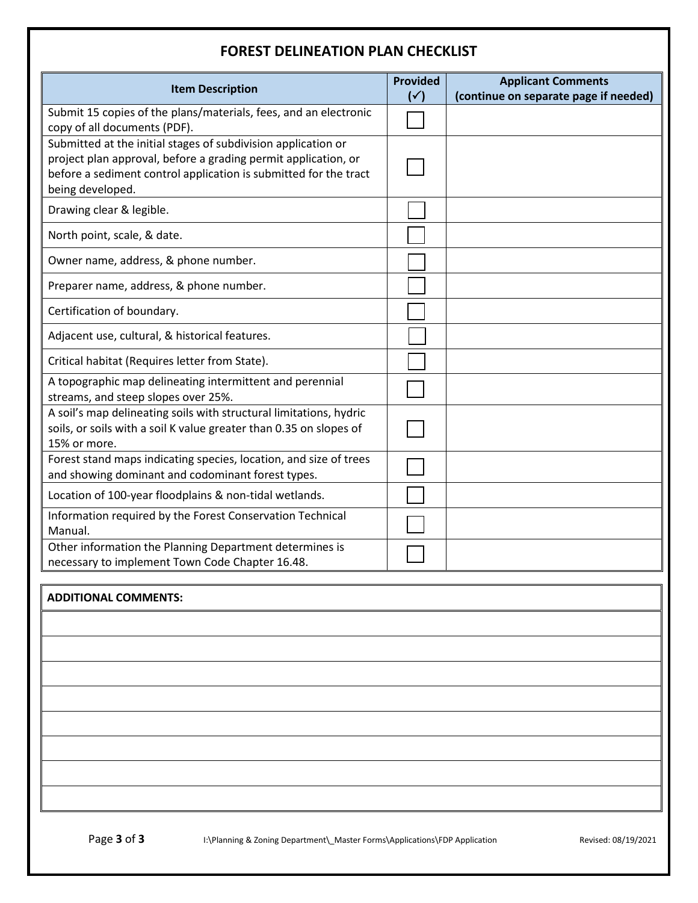# FOREST DELINEATION PLAN CHECKLIST

| Item Description | Provided (✓) | Applicant Comments (continue on separate page if needed) |
|---|---|---|
| Submit 15 copies of the plans/materials, fees, and an electronic copy of all documents (PDF). | ☐ | |
| Submitted at the initial stages of subdivision application or project plan approval, before a grading permit application, or before a sediment control application is submitted for the tract being developed. | ☐ | |
| Drawing clear & legible. | ☐ | |
| North point, scale, & date. | ☐ | |
| Owner name, address, & phone number. | ☐ | |
| Preparer name, address, & phone number. | ☐ | |
| Certification of boundary. | ☐ | |
| Adjacent use, cultural, & historical features. | ☐ | |
| Critical habitat (Requires letter from State). | ☐ | |
| A topographic map delineating intermittent and perennial streams, and steep slopes over 25%. | ☐ | |
| A soil's map delineating soils with structural limitations, hydric soils, or soils with a soil K value greater than 0.35 on slopes of 15% or more. | ☐ | |
| Forest stand maps indicating species, location, and size of trees and showing dominant and codominant forest types. | ☐ | |
| Location of 100-year floodplains & non-tidal wetlands. | ☐ | |
| Information required by the Forest Conservation Technical Manual. | ☐ | |
| Other information the Planning Department determines is necessary to implement Town Code Chapter 16.48. | ☐ | |

**ADDITIONAL COMMENTS:**

I:\Planning & Zoning Department\_Master Forms\Applications\FDP Application

Revised: 08/19/2021